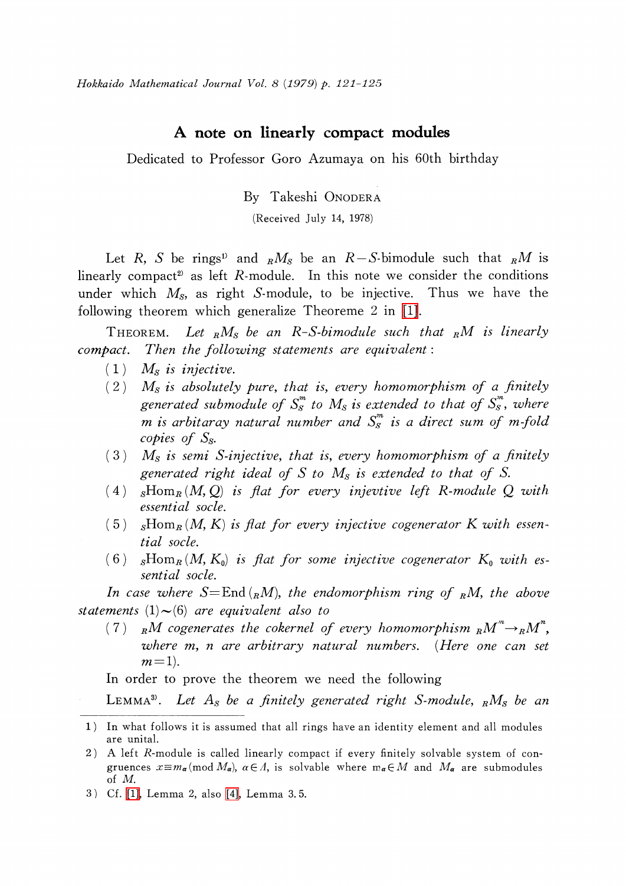# A note on linearly compact modules

Dedicated to Professor Goro Azumaya on his 60th birthday

By Takeshi ONODERA

(Received July 14, 1978)

Let $R$, $S$ be rings[1] and ${}_RM_S$ be an $R-S$-bimodule such that ${}_RM$ is linearly compact[2] as left $R$-module. In this note we consider the conditions under which $M_S$, as right $S$-module, to be injective. Thus we have the following theorem which generalize Theoreme 2 in [1].

THEOREM. *Let ${}_RM_S$ be an $R$-$S$-bimodule such that ${}_RM$ is linearly compact. Then the following statements are equivalent:*

(1) *$M_S$ is injective.*

(2) *$M_S$ is absolutely pure, that is, every homomorphism of a finitely generated submodule of $S_S^m$ to $M_S$ is extended to that of $S_S^m$, where $m$ is arbitaray natural number and $S_S^m$ is a direct sum of $m$-fold copies of $S_S$.*

(3) *$M_S$ is semi $S$-injective, that is, every homomorphism of a finitely generated right ideal of $S$ to $M_S$ is extended to that of $S$.*

(4) *${}_S\mathrm{Hom}_R(M, Q)$ is flat for every injevtive left $R$-module $Q$ with essential socle.*

(5) *${}_S\mathrm{Hom}_R(M, K)$ is flat for every injective cogenerator $K$ with essential socle.*

(6) *${}_S\mathrm{Hom}_R(M, K_0)$ is flat for some injective cogenerator $K_0$ with essential socle.*

*In case where $S=\mathrm{End}({}_RM)$, the endomorphism ring of ${}_RM$, the above statements (1)~(6) are equivalent also to*

(7) *${}_RM$ cogenerates the cokernel of every homomorphism ${}_RM^m \to {}_RM^n$, where $m$, $n$ are arbitrary natural numbers. (Here one can set $m=1$).*

In order to prove the theorem we need the following

LEMMA[3]. *Let $A_S$ be a finitely generated right $S$-module, ${}_RM_S$ be an*

---

1) In what follows it is assumed that all rings have an identity element and all modules are unital.

2) A left $R$-module is called linearly compact if every finitely solvable system of congruences $x \equiv m_\alpha (\mathrm{mod}\ M_\alpha)$, $\alpha \in \Lambda$, is solvable where $m_\alpha \in M$ and $M_\alpha$ are submodules of $M$.

3) Cf. [1], Lemma 2, also [4], Lemma 3.5.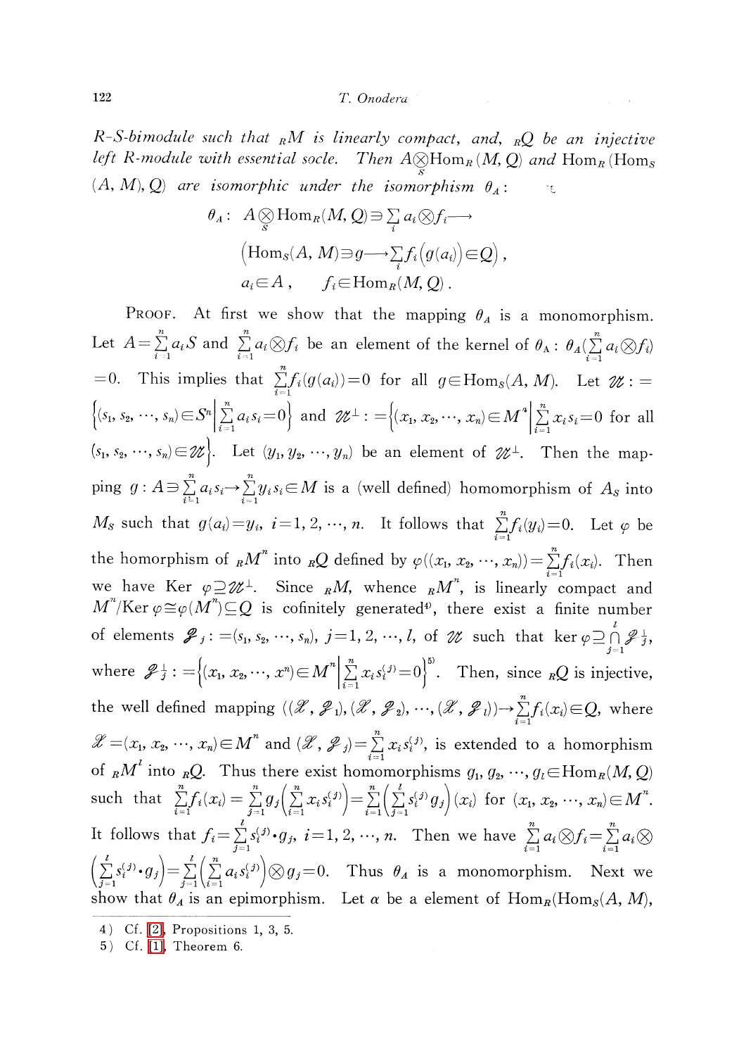*R-S-bimodule such that ${}_RM$ is linearly compact, and, ${}_RQ$ be an injective left R-module with essential socle. Then* $A \underset{S}{\otimes} \mathrm{Hom}_R(M, Q)$ *and* $\mathrm{Hom}_R(\mathrm{Hom}_S(A, M), Q)$ *are isomorphic under the isomorphism* $\theta_A$:

$$\theta_A:\ A \underset{S}{\otimes} \mathrm{Hom}_R(M, Q) \ni \sum_i a_i \otimes f_i \longrightarrow$$
$$\Big(\mathrm{Hom}_S(A, M) \ni g \longrightarrow \sum_i f_i\big(g(a_i)\big) \in Q\Big),$$
$$a_i \in A, \qquad f_i \in \mathrm{Hom}_R(M, Q).$$

PROOF. At first we show that the mapping $\theta_A$ is a monomorphism. Let $A = \sum_{i=1}^n a_i S$ and $\sum_{i=1}^n a_i \otimes f_i$ be an element of the kernel of $\theta_A$: $\theta_A(\sum_{i=1}^n a_i \otimes f_i) = 0$. This implies that $\sum_{i=1}^n f_i(g(a_i)) = 0$ for all $g \in \mathrm{Hom}_S(A, M)$. Let $\mathscr{U} := \left\{(s_1, s_2, \cdots, s_n) \in S^n \,\middle|\, \sum_{i=1}^n a_i s_i = 0\right\}$ and $\mathscr{U}^\perp := \left\{(x_1, x_2, \cdots, x_n) \in M^n \,\middle|\, \sum_{i=1}^n x_i s_i = 0 \text{ for all } (s_1, s_2, \cdots, s_n) \in \mathscr{U}\right\}$. Let $(y_1, y_2, \cdots, y_n)$ be an element of $\mathscr{U}^\perp$. Then the mapping $g: A \ni \sum_{i=1}^n a_i s_i \to \sum_{i=1}^n y_i s_i \in M$ is a (well defined) homomorphism of $A_S$ into $M_S$ such that $g(a_i) = y_i$, $i = 1, 2, \cdots, n$. It follows that $\sum_{i=1}^n f_i(y_i) = 0$. Let $\varphi$ be the homorphism of ${}_RM^n$ into ${}_RQ$ defined by $\varphi((x_1, x_2, \cdots, x_n)) = \sum_{i=1}^n f_i(x_i)$. Then we have $\mathrm{Ker}\ \varphi \supseteq \mathscr{U}^\perp$. Since ${}_RM$, whence ${}_RM^n$, is linearly compact and $M^n/\mathrm{Ker}\ \varphi \cong \varphi(M^n) \subseteq Q$ is cofinitely generated[4], there exist a finite number of elements $\mathscr{S}_j := (s_1, s_2, \cdots, s_n)$, $j = 1, 2, \cdots, l$, of $\mathscr{U}$ such that $\ker \varphi \supseteq \bigcap_{j=1}^l \mathscr{S}_j^\perp$, where $\mathscr{S}_j^\perp := \left\{(x_1, x_2, \cdots, x^n) \in M^n \,\middle|\, \sum_{i=1}^n x_i s_i^{(j)} = 0\right\}$[5]. Then, since ${}_RQ$ is injective, the well defined mapping $((\mathscr{X}, \mathscr{S}_1), (\mathscr{X}, \mathscr{S}_2), \cdots, (\mathscr{X}, \mathscr{S}_l)) \to \sum_{i=1}^n f_i(x_i) \in Q$, where $\mathscr{X} = (x_1, x_2, \cdots, x_n) \in M^n$ and $(\mathscr{X}, \mathscr{S}_j) = \sum_{i=1}^n x_i s_i^{(j)}$, is extended to a homorphism of ${}_RM^l$ into ${}_RQ$. Thus there exist homomorphisms $g_1, g_2, \cdots, g_l \in \mathrm{Hom}_R(M, Q)$ such that $\sum_{i=1}^n f_i(x_i) = \sum_{j=1}^n g_j\Big(\sum_{i=1}^n x_i s_i^{(j)}\Big) = \sum_{i=1}^n \Big(\sum_{j=1}^l s_i^{(j)} g_j\Big)(x_i)$ for $(x_1, x_2, \cdots, x_n) \in M^n$. It follows that $f_i = \sum_{j=1}^l s_i^{(j)} \cdot g_j$, $i = 1, 2, \cdots, n$. Then we have $\sum_{i=1}^n a_i \otimes f_i = \sum_{i=1}^n a_i \otimes \Big(\sum_{j=1}^l s_i^{(j)} \cdot g_j\Big) = \sum_{j=1}^l \Big(\sum_{i=1}^n a_i s_i^{(j)}\Big) \otimes g_j = 0$. Thus $\theta_A$ is a monomorphism. Next we show that $\theta_A$ is an epimorphism. Let $\alpha$ be a element of $\mathrm{Hom}_R(\mathrm{Hom}_S(A, M)$,

4) Cf. [2], Propositions 1, 3, 5.

5) Cf. [1], Theorem 6.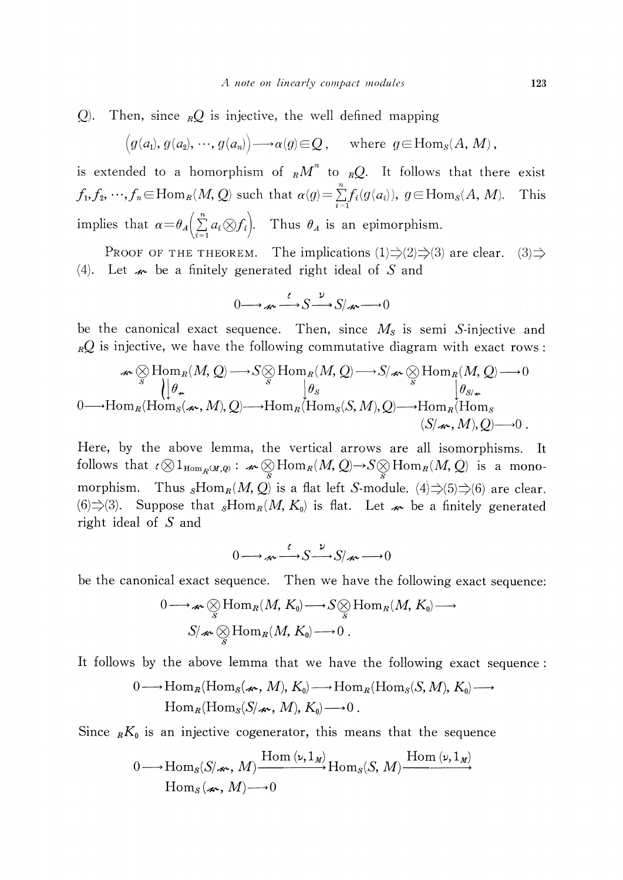$Q$). Then, since ${}_RQ$ is injective, the well defined mapping

$$\bigl(g(a_1), g(a_2), \cdots, g(a_n)\bigr) \longrightarrow \alpha(g) \in Q\,, \quad \text{where } g \in \mathrm{Hom}_S(A, M)\,,$$

is extended to a homorphism of ${}_RM^n$ to ${}_RQ$. It follows that there exist $f_1, f_2, \cdots, f_n \in \mathrm{Hom}_R(M, Q)$ such that $\alpha(g) = \sum_{i=1}^{n} f_i(g(a_i))$, $g \in \mathrm{Hom}_S(A, M)$. This implies that $\alpha = \theta_A\left(\sum_{i=1}^{n} a_i \otimes f_i\right)$. Thus $\theta_A$ is an epimorphism.

PROOF OF THE THEOREM. The implications (1)$\Rightarrow$(2)$\Rightarrow$(3) are clear. (3)$\Rightarrow$(4). Let $\mathfrak{a}$ be a finitely generated right ideal of $S$ and

$$0 \longrightarrow \mathfrak{a} \stackrel{\iota}{\longrightarrow} S \stackrel{\nu}{\longrightarrow} S/\mathfrak{a} \longrightarrow 0$$

be the canonical exact sequence. Then, since $M_S$ is semi $S$-injective and ${}_RQ$ is injective, we have the following commutative diagram with exact rows:

$$\begin{array}{ccccccc}
\mathfrak{a} \otimes_S \mathrm{Hom}_R(M, Q) & \longrightarrow & S \otimes_S \mathrm{Hom}_R(M, Q) & \longrightarrow & S/\mathfrak{a} \otimes_S \mathrm{Hom}_R(M, Q) & \longrightarrow & 0 \\
\downarrow \theta_{\mathfrak{a}} & & \downarrow \theta_S & & \downarrow \theta_{S/\mathfrak{a}} & & \\
0 \longrightarrow \mathrm{Hom}_R(\mathrm{Hom}_S(\mathfrak{a}, M), Q) & \longrightarrow & \mathrm{Hom}_R(\mathrm{Hom}_S(S, M), Q) & \longrightarrow & \mathrm{Hom}_R(\mathrm{Hom}_S(S/\mathfrak{a}, M), Q) & \longrightarrow & 0\,.
\end{array}$$

Here, by the above lemma, the vertical arrows are all isomorphisms. It follows that $\iota \otimes 1_{\mathrm{Hom}_R(M,Q)} : \mathfrak{a} \otimes_S \mathrm{Hom}_R(M, Q) \to S \otimes_S \mathrm{Hom}_R(M, Q)$ is a monomorphism. Thus ${}_S\mathrm{Hom}_R(M, Q)$ is a flat left $S$-module. (4)$\Rightarrow$(5)$\Rightarrow$(6) are clear. (6)$\Rightarrow$(3). Suppose that ${}_S\mathrm{Hom}_R(M, K_0)$ is flat. Let $\mathfrak{a}$ be a finitely generated right ideal of $S$ and

$$0 \longrightarrow \mathfrak{a} \stackrel{\iota}{\longrightarrow} S \stackrel{\nu}{\longrightarrow} S/\mathfrak{a} \longrightarrow 0$$

be the canonical exact sequence. Then we have the following exact sequence:

$$0 \longrightarrow \mathfrak{a} \otimes_S \mathrm{Hom}_R(M, K_0) \longrightarrow S \otimes_S \mathrm{Hom}_R(M, K_0) \longrightarrow S/\mathfrak{a} \otimes_S \mathrm{Hom}_R(M, K_0) \longrightarrow 0\,.$$

It follows by the above lemma that we have the following exact sequence:

$$0 \longrightarrow \mathrm{Hom}_R(\mathrm{Hom}_S(\mathfrak{a}, M), K_0) \longrightarrow \mathrm{Hom}_R(\mathrm{Hom}_S(S, M), K_0) \longrightarrow \mathrm{Hom}_R(\mathrm{Hom}_S(S/\mathfrak{a}, M), K_0) \longrightarrow 0\,.$$

Since ${}_RK_0$ is an injective cogenerator, this means that the sequence

$$0 \longrightarrow \mathrm{Hom}_S(S/\mathfrak{a}, M) \xrightarrow{\mathrm{Hom}\,(\nu, 1_M)} \mathrm{Hom}_S(S, M) \xrightarrow{\mathrm{Hom}\,(\nu, 1_M)} \mathrm{Hom}_S(\mathfrak{a}, M) \longrightarrow 0$$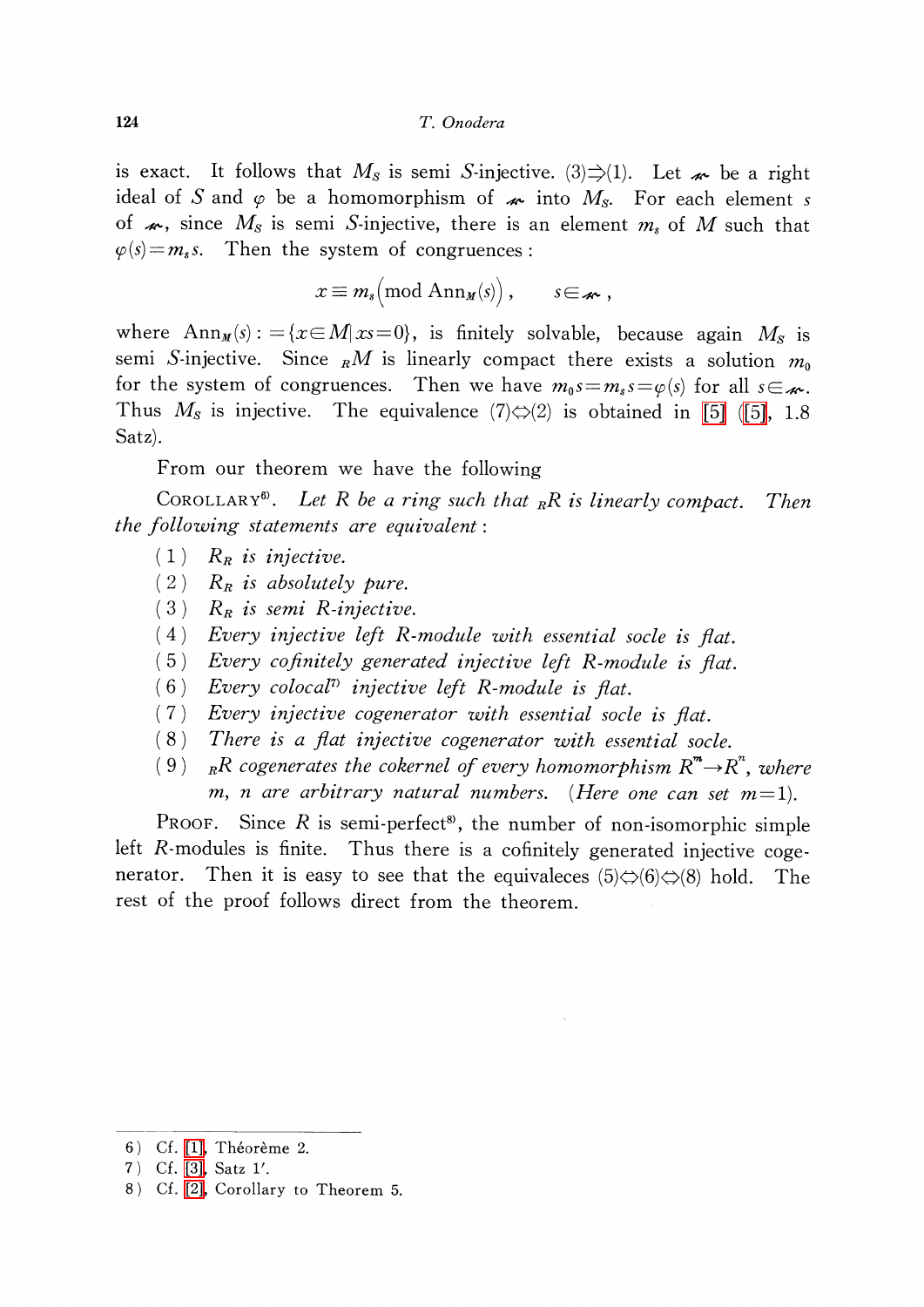is exact. It follows that $M_S$ is semi $S$-injective. (3)⇒(1). Let $\mathfrak{a}$ be a right ideal of $S$ and $\varphi$ be a homomorphism of $\mathfrak{a}$ into $M_S$. For each element $s$ of $\mathfrak{a}$, since $M_S$ is semi $S$-injective, there is an element $m_s$ of $M$ such that $\varphi(s)=m_s s$. Then the system of congruences:

$$x \equiv m_s\left(\text{mod } \mathrm{Ann}_M(s)\right), \qquad s \in \mathfrak{a},$$

where $\mathrm{Ann}_M(s) := \{x \in M \mid xs=0\}$, is finitely solvable, because again $M_S$ is semi $S$-injective. Since ${}_R M$ is linearly compact there exists a solution $m_0$ for the system of congruences. Then we have $m_0 s = m_s s = \varphi(s)$ for all $s \in \mathfrak{a}$. Thus $M_S$ is injective. The equivalence (7)⇔(2) is obtained in [5] ([5], 1.8 Satz).

From our theorem we have the following

COROLLARY[6]. *Let $R$ be a ring such that ${}_R R$ is linearly compact. Then the following statements are equivalent*:

(1) *$R_R$ is injective.*

(2) *$R_R$ is absolutely pure.*

(3) *$R_R$ is semi $R$-injective.*

(4) *Every injective left $R$-module with essential socle is flat.*

(5) *Every cofinitely generated injective left $R$-module is flat.*

(6) *Every colocal*[7] *injective left $R$-module is flat.*

(7) *Every injective cogenerator with essential socle is flat.*

(8) *There is a flat injective cogenerator with essential socle.*

(9) *${}_R R$ cogenerates the cokernel of every homomorphism $R^m \to R^n$, where $m$, $n$ are arbitrary natural numbers. (Here one can set $m=1$).*

PROOF. Since $R$ is semi-perfect[8], the number of non-isomorphic simple left $R$-modules is finite. Thus there is a cofinitely generated injective cogenerator. Then it is easy to see that the equivaleces (5)⇔(6)⇔(8) hold. The rest of the proof follows direct from the theorem.

---

6) Cf. [1], Théorème 2.

7) Cf. [3], Satz 1′.

8) Cf. [2], Corollary to Theorem 5.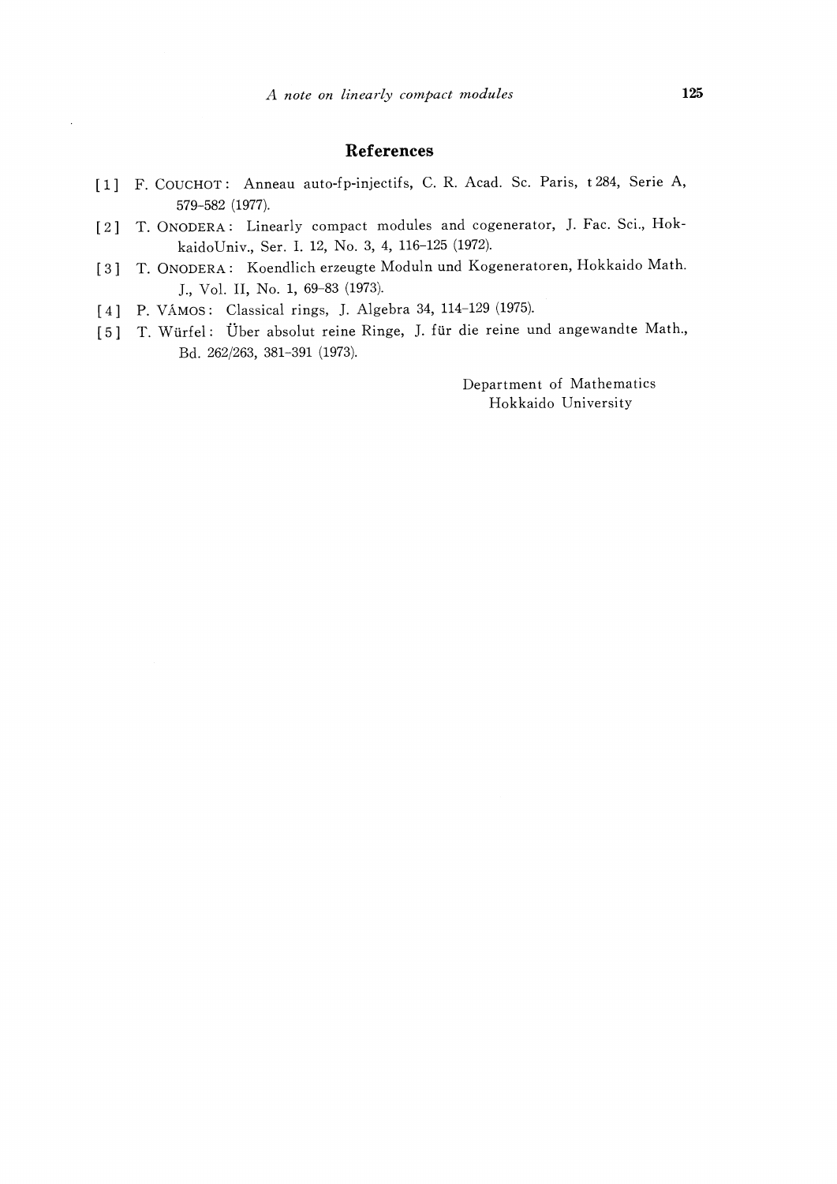## References

[1] F. COUCHOT: Anneau auto-fp-injectifs, C. R. Acad. Sc. Paris, t 284, Serie A, 579–582 (1977).

[2] T. ONODERA: Linearly compact modules and cogenerator, J. Fac. Sci., HokkaidoUniv., Ser. I. 12, No. 3, 4, 116–125 (1972).

[3] T. ONODERA: Koendlich erzeugte Moduln und Kogeneratoren, Hokkaido Math. J., Vol. II, No. 1, 69–83 (1973).

[4] P. VÁMOS: Classical rings, J. Algebra 34, 114–129 (1975).

[5] T. Würfel: Über absolut reine Ringe, J. für die reine und angewandte Math., Bd. 262/263, 381–391 (1973).

Department of Mathematics
Hokkaido University